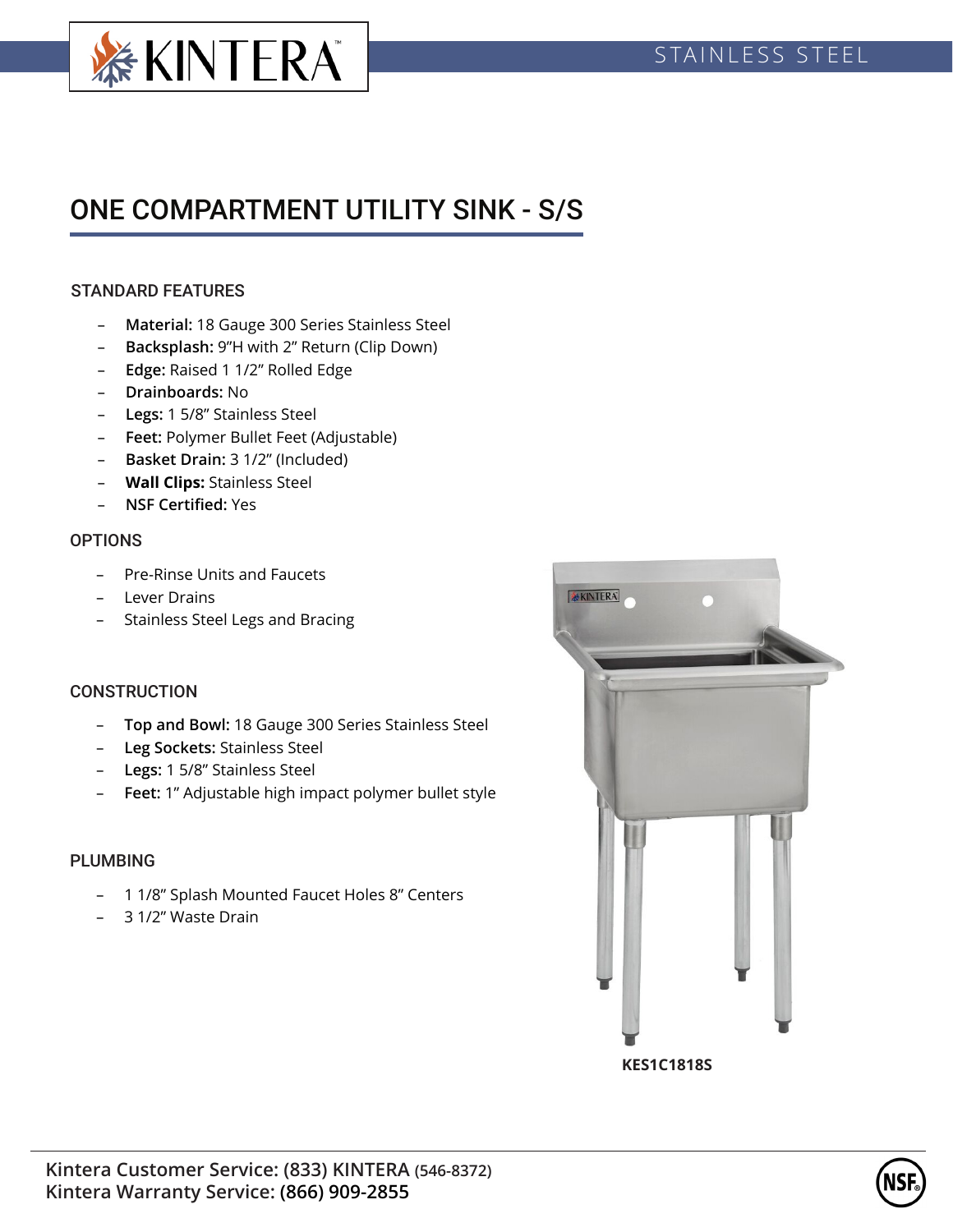STAINLESS STEEL

# ONE COMPARTMENT UTILITY SINK - S/S

## STANDARD FEATURES

- **Material:** 18 Gauge 300 Series Stainless Steel
- **Backsplash:** 9"H with 2" Return (Clip Down)
- **Edge:** Raised 1 1/2" Rolled Edge
- **Drainboards:** No
- **Legs:** 1 5/8" Stainless Steel
- **Feet:** Polymer Bullet Feet (Adjustable)
- **Basket Drain:** 3 1/2" (Included)
- **Wall Clips:** Stainless Steel
- **NSF Certified:** Yes

## OPTIONS

- Pre-Rinse Units and Faucets
- Lever Drains
- Stainless Steel Legs and Bracing

## CONSTRUCTION

- **Top and Bowl:** 18 Gauge 300 Series Stainless Steel
- **Leg Sockets:** Stainless Steel
- **Legs:** 1 5/8" Stainless Steel
- **Feet:** 1" Adjustable high impact polymer bullet style

## PLUMBING

- 1 1/8" Splash Mounted Faucet Holes 8" Centers
- 3 1/2" Waste Drain

**KES1C1818S**

**Kintera Customer Service: (833) KINTERA (546-8372)**
**Kintera Warranty Service: (866) 909-2855**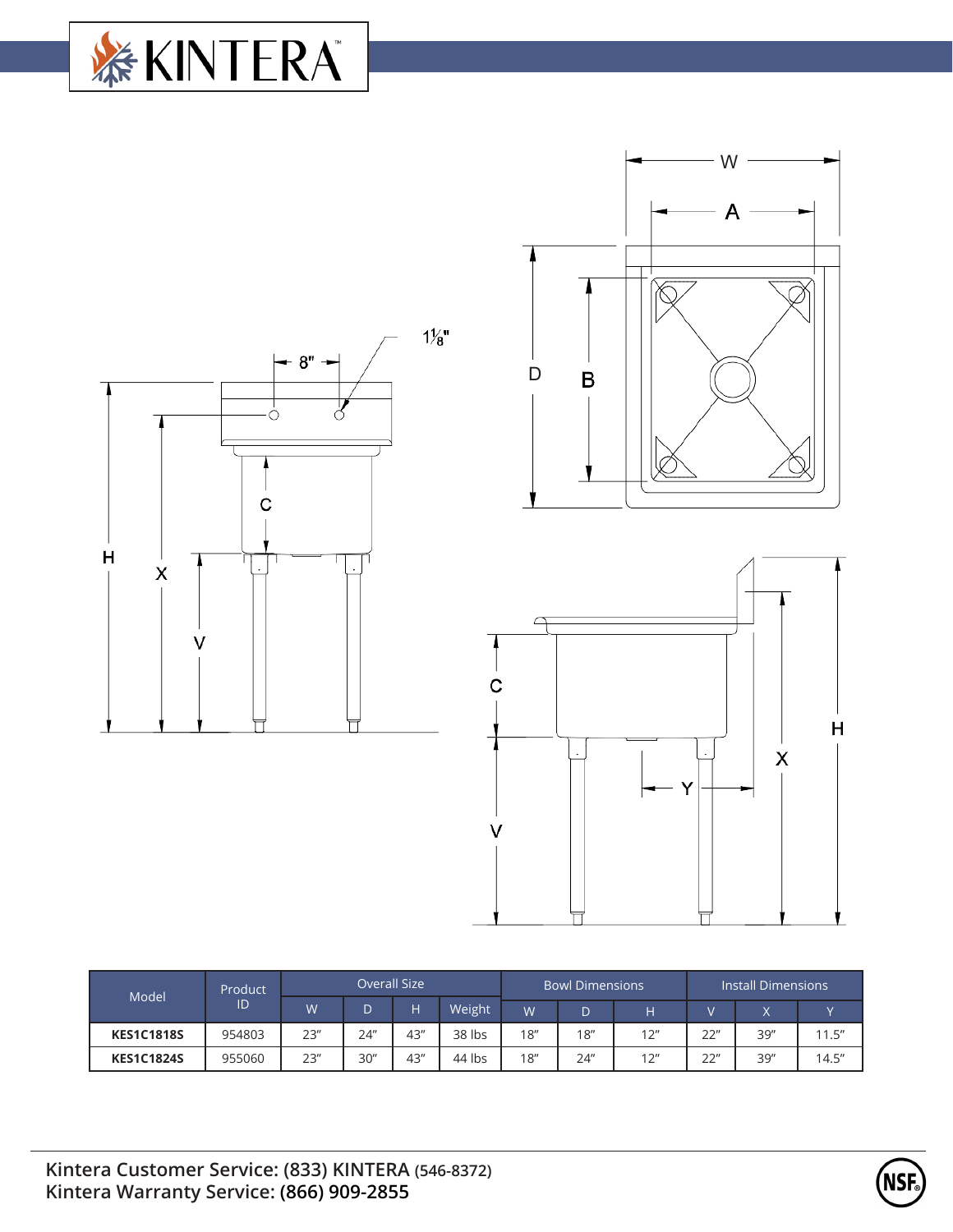| Model | Product ID | Overall Size | | | | Bowl Dimensions | | | Install Dimensions | | |
|---|---|---|---|---|---|---|---|---|---|---|---|
| | | W | D | H | Weight | W | D | H | V | X | Y |
| **KES1C1818S** | 954803 | 23" | 24" | 43" | 38 lbs | 18" | 18" | 12" | 22" | 39" | 11.5" |
| **KES1C1824S** | 955060 | 23" | 30" | 43" | 44 lbs | 18" | 24" | 12" | 22" | 39" | 14.5" |

**Kintera Customer Service: (833) KINTERA (546-8372)**
**Kintera Warranty Service: (866) 909-2855**